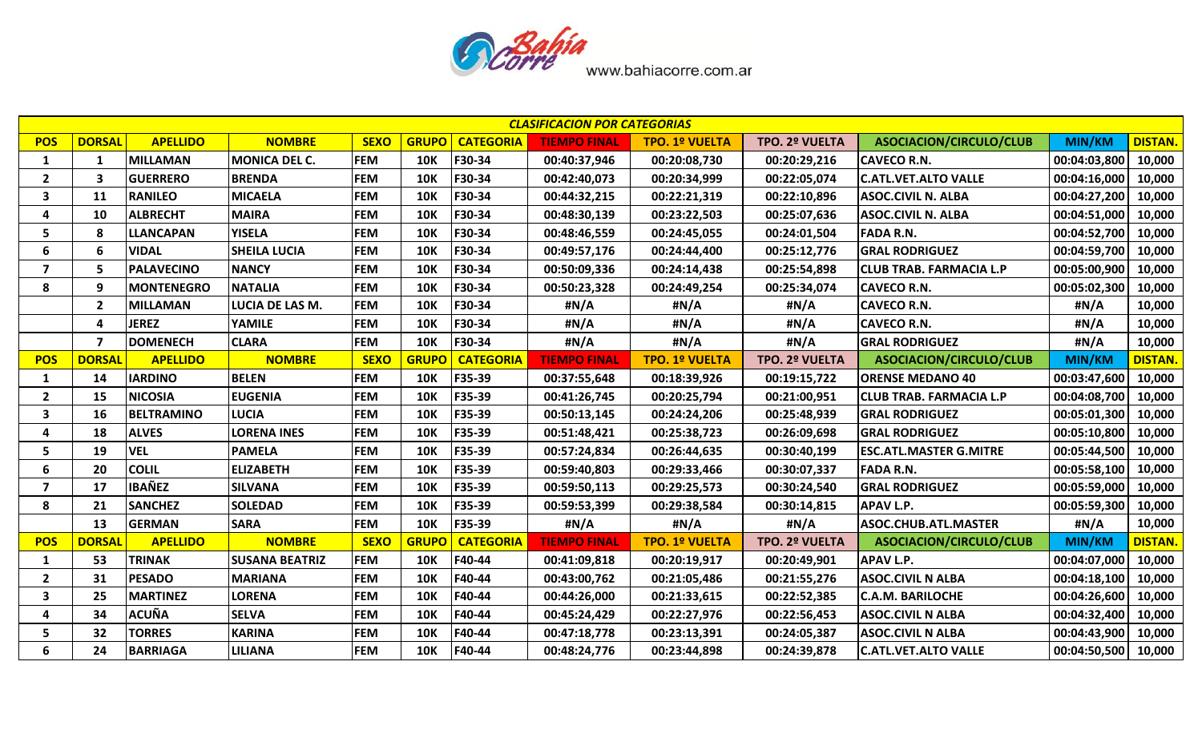Bahía Corre www.bahiacorre.com.ar

| CLASIFICACION POR CATEGORIAS | | | | | | | | | | | | |
|---|---|---|---|---|---|---|---|---|---|---|---|---|
| POS | DORSAL | APELLIDO | NOMBRE | SEXO | GRUPO | CATEGORIA | TIEMPO FINAL | TPO. 1º VUELTA | TPO. 2º VUELTA | ASOCIACION/CIRCULO/CLUB | MIN/KM | DISTAN. |
| 1 | 1 | MILLAMAN | MONICA DEL C. | FEM | 10K | F30-34 | 00:40:37,946 | 00:20:08,730 | 00:20:29,216 | CAVECO R.N. | 00:04:03,800 | 10,000 |
| 2 | 3 | GUERRERO | BRENDA | FEM | 10K | F30-34 | 00:42:40,073 | 00:20:34,999 | 00:22:05,074 | C.ATL.VET.ALTO VALLE | 00:04:16,000 | 10,000 |
| 3 | 11 | RANILEO | MICAELA | FEM | 10K | F30-34 | 00:44:32,215 | 00:22:21,319 | 00:22:10,896 | ASOC.CIVIL N. ALBA | 00:04:27,200 | 10,000 |
| 4 | 10 | ALBRECHT | MAIRA | FEM | 10K | F30-34 | 00:48:30,139 | 00:23:22,503 | 00:25:07,636 | ASOC.CIVIL N. ALBA | 00:04:51,000 | 10,000 |
| 5 | 8 | LLANCAPAN | YISELA | FEM | 10K | F30-34 | 00:48:46,559 | 00:24:45,055 | 00:24:01,504 | FADA R.N. | 00:04:52,700 | 10,000 |
| 6 | 6 | VIDAL | SHEILA LUCIA | FEM | 10K | F30-34 | 00:49:57,176 | 00:24:44,400 | 00:25:12,776 | GRAL RODRIGUEZ | 00:04:59,700 | 10,000 |
| 7 | 5 | PALAVECINO | NANCY | FEM | 10K | F30-34 | 00:50:09,336 | 00:24:14,438 | 00:25:54,898 | CLUB TRAB. FARMACIA L.P | 00:05:00,900 | 10,000 |
| 8 | 9 | MONTENEGRO | NATALIA | FEM | 10K | F30-34 | 00:50:23,328 | 00:24:49,254 | 00:25:34,074 | CAVECO R.N. | 00:05:02,300 | 10,000 |
| | 2 | MILLAMAN | LUCIA DE LAS M. | FEM | 10K | F30-34 | #N/A | #N/A | #N/A | CAVECO R.N. | #N/A | 10,000 |
| | 4 | JEREZ | YAMILE | FEM | 10K | F30-34 | #N/A | #N/A | #N/A | CAVECO R.N. | #N/A | 10,000 |
| | 7 | DOMENECH | CLARA | FEM | 10K | F30-34 | #N/A | #N/A | #N/A | GRAL RODRIGUEZ | #N/A | 10,000 |
| POS | DORSAL | APELLIDO | NOMBRE | SEXO | GRUPO | CATEGORIA | TIEMPO FINAL | TPO. 1º VUELTA | TPO. 2º VUELTA | ASOCIACION/CIRCULO/CLUB | MIN/KM | DISTAN. |
| 1 | 14 | IARDINO | BELEN | FEM | 10K | F35-39 | 00:37:55,648 | 00:18:39,926 | 00:19:15,722 | ORENSE MEDANO 40 | 00:03:47,600 | 10,000 |
| 2 | 15 | NICOSIA | EUGENIA | FEM | 10K | F35-39 | 00:41:26,745 | 00:20:25,794 | 00:21:00,951 | CLUB TRAB. FARMACIA L.P | 00:04:08,700 | 10,000 |
| 3 | 16 | BELTRAMINO | LUCIA | FEM | 10K | F35-39 | 00:50:13,145 | 00:24:24,206 | 00:25:48,939 | GRAL RODRIGUEZ | 00:05:01,300 | 10,000 |
| 4 | 18 | ALVES | LORENA INES | FEM | 10K | F35-39 | 00:51:48,421 | 00:25:38,723 | 00:26:09,698 | GRAL RODRIGUEZ | 00:05:10,800 | 10,000 |
| 5 | 19 | VEL | PAMELA | FEM | 10K | F35-39 | 00:57:24,834 | 00:26:44,635 | 00:30:40,199 | ESC.ATL.MASTER G.MITRE | 00:05:44,500 | 10,000 |
| 6 | 20 | COLIL | ELIZABETH | FEM | 10K | F35-39 | 00:59:40,803 | 00:29:33,466 | 00:30:07,337 | FADA R.N. | 00:05:58,100 | 10,000 |
| 7 | 17 | IBAÑEZ | SILVANA | FEM | 10K | F35-39 | 00:59:50,113 | 00:29:25,573 | 00:30:24,540 | GRAL RODRIGUEZ | 00:05:59,000 | 10,000 |
| 8 | 21 | SANCHEZ | SOLEDAD | FEM | 10K | F35-39 | 00:59:53,399 | 00:29:38,584 | 00:30:14,815 | APAV L.P. | 00:05:59,300 | 10,000 |
| | 13 | GERMAN | SARA | FEM | 10K | F35-39 | #N/A | #N/A | #N/A | ASOC.CHUB.ATL.MASTER | #N/A | 10,000 |
| POS | DORSAL | APELLIDO | NOMBRE | SEXO | GRUPO | CATEGORIA | TIEMPO FINAL | TPO. 1º VUELTA | TPO. 2º VUELTA | ASOCIACION/CIRCULO/CLUB | MIN/KM | DISTAN. |
| 1 | 53 | TRINAK | SUSANA BEATRIZ | FEM | 10K | F40-44 | 00:41:09,818 | 00:20:19,917 | 00:20:49,901 | APAV L.P. | 00:04:07,000 | 10,000 |
| 2 | 31 | PESADO | MARIANA | FEM | 10K | F40-44 | 00:43:00,762 | 00:21:05,486 | 00:21:55,276 | ASOC.CIVIL N ALBA | 00:04:18,100 | 10,000 |
| 3 | 25 | MARTINEZ | LORENA | FEM | 10K | F40-44 | 00:44:26,000 | 00:21:33,615 | 00:22:52,385 | C.A.M. BARILOCHE | 00:04:26,600 | 10,000 |
| 4 | 34 | ACUÑA | SELVA | FEM | 10K | F40-44 | 00:45:24,429 | 00:22:27,976 | 00:22:56,453 | ASOC.CIVIL N ALBA | 00:04:32,400 | 10,000 |
| 5 | 32 | TORRES | KARINA | FEM | 10K | F40-44 | 00:47:18,778 | 00:23:13,391 | 00:24:05,387 | ASOC.CIVIL N ALBA | 00:04:43,900 | 10,000 |
| 6 | 24 | BARRIAGA | LILIANA | FEM | 10K | F40-44 | 00:48:24,776 | 00:23:44,898 | 00:24:39,878 | C.ATL.VET.ALTO VALLE | 00:04:50,500 | 10,000 |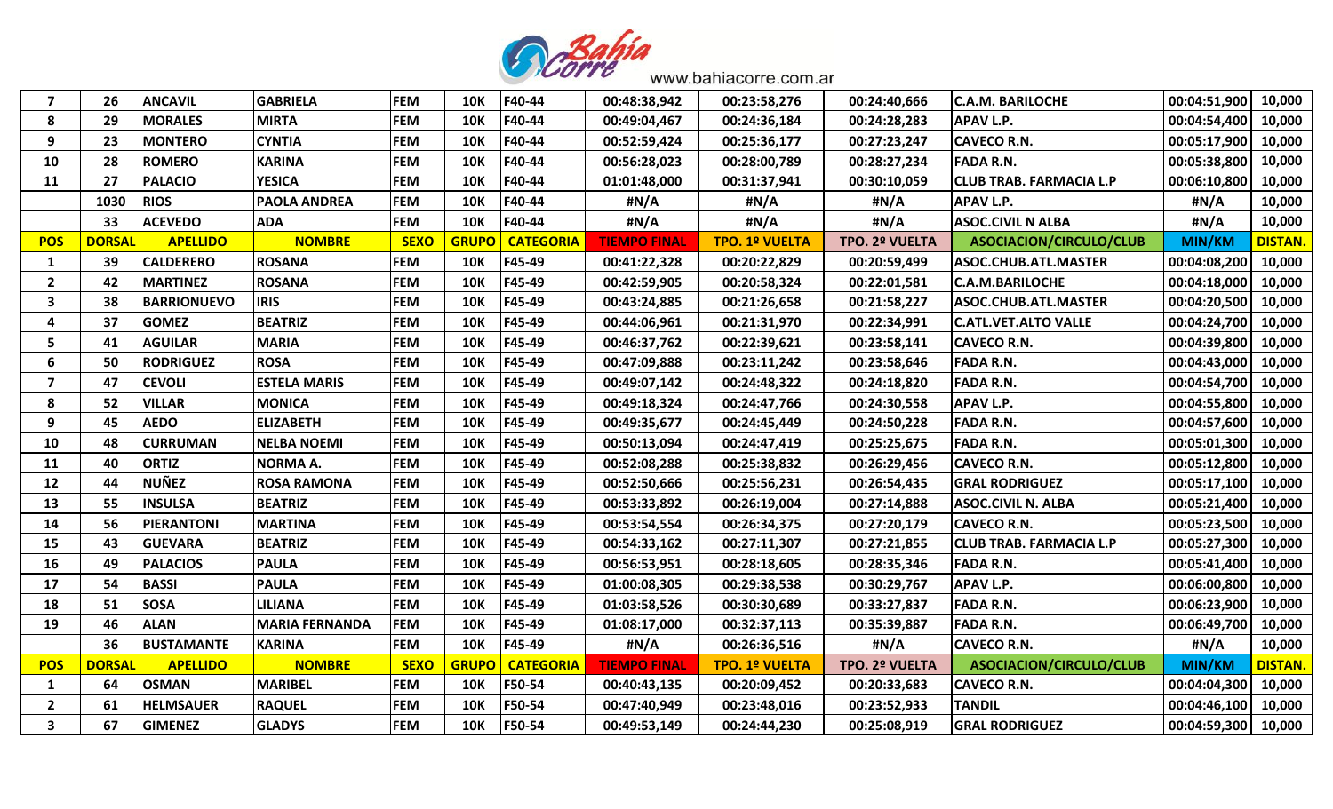| 7 | 26 | ANCAVIL | GABRIELA | FEM | 10K | F40-44 | 00:48:38,942 | 00:23:58,276 | 00:24:40,666 | C.A.M. BARILOCHE | 00:04:51,900 | 10,000 |
|---|---|---|---|---|---|---|---|---|---|---|---|---|
| 8 | 29 | MORALES | MIRTA | FEM | 10K | F40-44 | 00:49:04,467 | 00:24:36,184 | 00:24:28,283 | APAV L.P. | 00:04:54,400 | 10,000 |
| 9 | 23 | MONTERO | CYNTIA | FEM | 10K | F40-44 | 00:52:59,424 | 00:25:36,177 | 00:27:23,247 | CAVECO R.N. | 00:05:17,900 | 10,000 |
| 10 | 28 | ROMERO | KARINA | FEM | 10K | F40-44 | 00:56:28,023 | 00:28:00,789 | 00:28:27,234 | FADA R.N. | 00:05:38,800 | 10,000 |
| 11 | 27 | PALACIO | YESICA | FEM | 10K | F40-44 | 01:01:48,000 | 00:31:37,941 | 00:30:10,059 | CLUB TRAB. FARMACIA L.P | 00:06:10,800 | 10,000 |
| | 1030 | RIOS | PAOLA ANDREA | FEM | 10K | F40-44 | #N/A | #N/A | #N/A | APAV L.P. | #N/A | 10,000 |
| | 33 | ACEVEDO | ADA | FEM | 10K | F40-44 | #N/A | #N/A | #N/A | ASOC.CIVIL N ALBA | #N/A | 10,000 |
| **POS** | **DORSAL** | **APELLIDO** | **NOMBRE** | **SEXO** | **GRUPO** | **CATEGORIA** | **TIEMPO FINAL** | **TPO. 1º VUELTA** | **TPO. 2º VUELTA** | **ASOCIACION/CIRCULO/CLUB** | **MIN/KM** | **DISTAN.** |
| 1 | 39 | CALDERERO | ROSANA | FEM | 10K | F45-49 | 00:41:22,328 | 00:20:22,829 | 00:20:59,499 | ASOC.CHUB.ATL.MASTER | 00:04:08,200 | 10,000 |
| 2 | 42 | MARTINEZ | ROSANA | FEM | 10K | F45-49 | 00:42:59,905 | 00:20:58,324 | 00:22:01,581 | C.A.M.BARILOCHE | 00:04:18,000 | 10,000 |
| 3 | 38 | BARRIONUEVO | IRIS | FEM | 10K | F45-49 | 00:43:24,885 | 00:21:26,658 | 00:21:58,227 | ASOC.CHUB.ATL.MASTER | 00:04:20,500 | 10,000 |
| 4 | 37 | GOMEZ | BEATRIZ | FEM | 10K | F45-49 | 00:44:06,961 | 00:21:31,970 | 00:22:34,991 | C.ATL.VET.ALTO VALLE | 00:04:24,700 | 10,000 |
| 5 | 41 | AGUILAR | MARIA | FEM | 10K | F45-49 | 00:46:37,762 | 00:22:39,621 | 00:23:58,141 | CAVECO R.N. | 00:04:39,800 | 10,000 |
| 6 | 50 | RODRIGUEZ | ROSA | FEM | 10K | F45-49 | 00:47:09,888 | 00:23:11,242 | 00:23:58,646 | FADA R.N. | 00:04:43,000 | 10,000 |
| 7 | 47 | CEVOLI | ESTELA MARIS | FEM | 10K | F45-49 | 00:49:07,142 | 00:24:48,322 | 00:24:18,820 | FADA R.N. | 00:04:54,700 | 10,000 |
| 8 | 52 | VILLAR | MONICA | FEM | 10K | F45-49 | 00:49:18,324 | 00:24:47,766 | 00:24:30,558 | APAV L.P. | 00:04:55,800 | 10,000 |
| 9 | 45 | AEDO | ELIZABETH | FEM | 10K | F45-49 | 00:49:35,677 | 00:24:45,449 | 00:24:50,228 | FADA R.N. | 00:04:57,600 | 10,000 |
| 10 | 48 | CURRUMAN | NELBA NOEMI | FEM | 10K | F45-49 | 00:50:13,094 | 00:24:47,419 | 00:25:25,675 | FADA R.N. | 00:05:01,300 | 10,000 |
| 11 | 40 | ORTIZ | NORMA A. | FEM | 10K | F45-49 | 00:52:08,288 | 00:25:38,832 | 00:26:29,456 | CAVECO R.N. | 00:05:12,800 | 10,000 |
| 12 | 44 | NUÑEZ | ROSA RAMONA | FEM | 10K | F45-49 | 00:52:50,666 | 00:25:56,231 | 00:26:54,435 | GRAL RODRIGUEZ | 00:05:17,100 | 10,000 |
| 13 | 55 | INSULSA | BEATRIZ | FEM | 10K | F45-49 | 00:53:33,892 | 00:26:19,004 | 00:27:14,888 | ASOC.CIVIL N. ALBA | 00:05:21,400 | 10,000 |
| 14 | 56 | PIERANTONI | MARTINA | FEM | 10K | F45-49 | 00:53:54,554 | 00:26:34,375 | 00:27:20,179 | CAVECO R.N. | 00:05:23,500 | 10,000 |
| 15 | 43 | GUEVARA | BEATRIZ | FEM | 10K | F45-49 | 00:54:33,162 | 00:27:11,307 | 00:27:21,855 | CLUB TRAB. FARMACIA L.P | 00:05:27,300 | 10,000 |
| 16 | 49 | PALACIOS | PAULA | FEM | 10K | F45-49 | 00:56:53,951 | 00:28:18,605 | 00:28:35,346 | FADA R.N. | 00:05:41,400 | 10,000 |
| 17 | 54 | BASSI | PAULA | FEM | 10K | F45-49 | 01:00:08,305 | 00:29:38,538 | 00:30:29,767 | APAV L.P. | 00:06:00,800 | 10,000 |
| 18 | 51 | SOSA | LILIANA | FEM | 10K | F45-49 | 01:03:58,526 | 00:30:30,689 | 00:33:27,837 | FADA R.N. | 00:06:23,900 | 10,000 |
| 19 | 46 | ALAN | MARIA FERNANDA | FEM | 10K | F45-49 | 01:08:17,000 | 00:32:37,113 | 00:35:39,887 | FADA R.N. | 00:06:49,700 | 10,000 |
| | 36 | BUSTAMANTE | KARINA | FEM | 10K | F45-49 | #N/A | 00:26:36,516 | #N/A | CAVECO R.N. | #N/A | 10,000 |
| **POS** | **DORSAL** | **APELLIDO** | **NOMBRE** | **SEXO** | **GRUPO** | **CATEGORIA** | **TIEMPO FINAL** | **TPO. 1º VUELTA** | **TPO. 2º VUELTA** | **ASOCIACION/CIRCULO/CLUB** | **MIN/KM** | **DISTAN.** |
| 1 | 64 | OSMAN | MARIBEL | FEM | 10K | F50-54 | 00:40:43,135 | 00:20:09,452 | 00:20:33,683 | CAVECO R.N. | 00:04:04,300 | 10,000 |
| 2 | 61 | HELMSAUER | RAQUEL | FEM | 10K | F50-54 | 00:47:40,949 | 00:23:48,016 | 00:23:52,933 | TANDIL | 00:04:46,100 | 10,000 |
| 3 | 67 | GIMENEZ | GLADYS | FEM | 10K | F50-54 | 00:49:53,149 | 00:24:44,230 | 00:25:08,919 | GRAL RODRIGUEZ | 00:04:59,300 | 10,000 |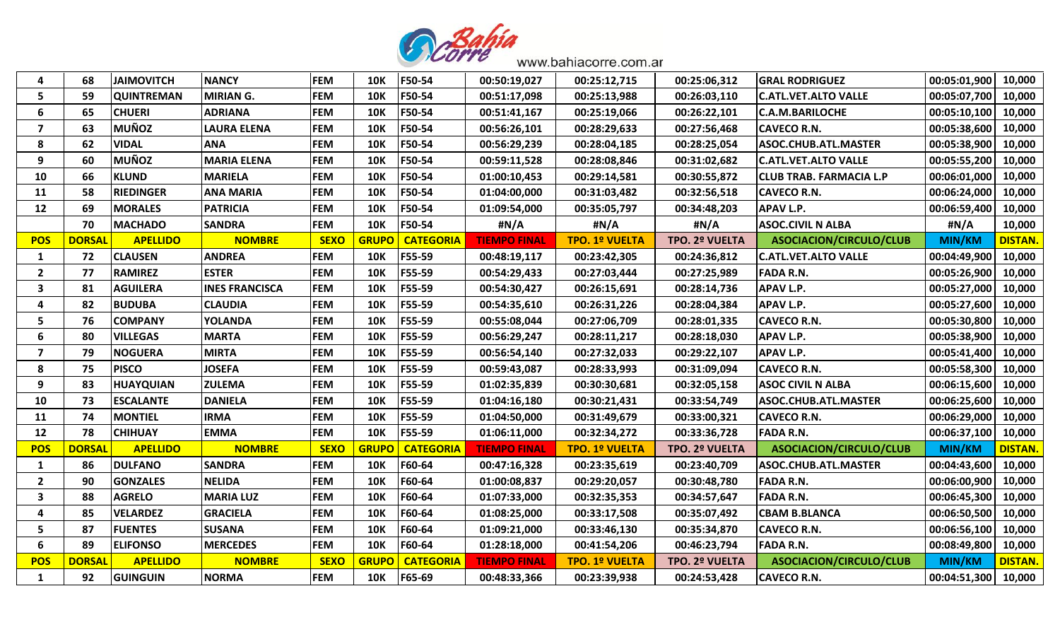| 4 | 68 | JAIMOVITCH | NANCY | FEM | 10K | F50-54 | 00:50:19,027 | 00:25:12,715 | 00:25:06,312 | GRAL RODRIGUEZ | 00:05:01,900 | 10,000 |
|---|---|---|---|---|---|---|---|---|---|---|---|---|
| 5 | 59 | QUINTREMAN | MIRIAN G. | FEM | 10K | F50-54 | 00:51:17,098 | 00:25:13,988 | 00:26:03,110 | C.ATL.VET.ALTO VALLE | 00:05:07,700 | 10,000 |
| 6 | 65 | CHUERI | ADRIANA | FEM | 10K | F50-54 | 00:51:41,167 | 00:25:19,066 | 00:26:22,101 | C.A.M.BARILOCHE | 00:05:10,100 | 10,000 |
| 7 | 63 | MUÑOZ | LAURA ELENA | FEM | 10K | F50-54 | 00:56:26,101 | 00:28:29,633 | 00:27:56,468 | CAVECO R.N. | 00:05:38,600 | 10,000 |
| 8 | 62 | VIDAL | ANA | FEM | 10K | F50-54 | 00:56:29,239 | 00:28:04,185 | 00:28:25,054 | ASOC.CHUB.ATL.MASTER | 00:05:38,900 | 10,000 |
| 9 | 60 | MUÑOZ | MARIA ELENA | FEM | 10K | F50-54 | 00:59:11,528 | 00:28:08,846 | 00:31:02,682 | C.ATL.VET.ALTO VALLE | 00:05:55,200 | 10,000 |
| 10 | 66 | KLUND | MARIELA | FEM | 10K | F50-54 | 01:00:10,453 | 00:29:14,581 | 00:30:55,872 | CLUB TRAB. FARMACIA L.P | 00:06:01,000 | 10,000 |
| 11 | 58 | RIEDINGER | ANA MARIA | FEM | 10K | F50-54 | 01:04:00,000 | 00:31:03,482 | 00:32:56,518 | CAVECO R.N. | 00:06:24,000 | 10,000 |
| 12 | 69 | MORALES | PATRICIA | FEM | 10K | F50-54 | 01:09:54,000 | 00:35:05,797 | 00:34:48,203 | APAV L.P. | 00:06:59,400 | 10,000 |
| | 70 | MACHADO | SANDRA | FEM | 10K | F50-54 | #N/A | #N/A | #N/A | ASOC.CIVIL N ALBA | #N/A | 10,000 |
| **POS** | **DORSAL** | **APELLIDO** | **NOMBRE** | **SEXO** | **GRUPO** | **CATEGORIA** | **TIEMPO FINAL** | **TPO. 1º VUELTA** | **TPO. 2º VUELTA** | **ASOCIACION/CIRCULO/CLUB** | **MIN/KM** | **DISTAN.** |
| 1 | 72 | CLAUSEN | ANDREA | FEM | 10K | F55-59 | 00:48:19,117 | 00:23:42,305 | 00:24:36,812 | C.ATL.VET.ALTO VALLE | 00:04:49,900 | 10,000 |
| 2 | 77 | RAMIREZ | ESTER | FEM | 10K | F55-59 | 00:54:29,433 | 00:27:03,444 | 00:27:25,989 | FADA R.N. | 00:05:26,900 | 10,000 |
| 3 | 81 | AGUILERA | INES FRANCISCA | FEM | 10K | F55-59 | 00:54:30,427 | 00:26:15,691 | 00:28:14,736 | APAV L.P. | 00:05:27,000 | 10,000 |
| 4 | 82 | BUDUBA | CLAUDIA | FEM | 10K | F55-59 | 00:54:35,610 | 00:26:31,226 | 00:28:04,384 | APAV L.P. | 00:05:27,600 | 10,000 |
| 5 | 76 | COMPANY | YOLANDA | FEM | 10K | F55-59 | 00:55:08,044 | 00:27:06,709 | 00:28:01,335 | CAVECO R.N. | 00:05:30,800 | 10,000 |
| 6 | 80 | VILLEGAS | MARTA | FEM | 10K | F55-59 | 00:56:29,247 | 00:28:11,217 | 00:28:18,030 | APAV L.P. | 00:05:38,900 | 10,000 |
| 7 | 79 | NOGUERA | MIRTA | FEM | 10K | F55-59 | 00:56:54,140 | 00:27:32,033 | 00:29:22,107 | APAV L.P. | 00:05:41,400 | 10,000 |
| 8 | 75 | PISCO | JOSEFA | FEM | 10K | F55-59 | 00:59:43,087 | 00:28:33,993 | 00:31:09,094 | CAVECO R.N. | 00:05:58,300 | 10,000 |
| 9 | 83 | HUAYQUIAN | ZULEMA | FEM | 10K | F55-59 | 01:02:35,839 | 00:30:30,681 | 00:32:05,158 | ASOC CIVIL N ALBA | 00:06:15,600 | 10,000 |
| 10 | 73 | ESCALANTE | DANIELA | FEM | 10K | F55-59 | 01:04:16,180 | 00:30:21,431 | 00:33:54,749 | ASOC.CHUB.ATL.MASTER | 00:06:25,600 | 10,000 |
| 11 | 74 | MONTIEL | IRMA | FEM | 10K | F55-59 | 01:04:50,000 | 00:31:49,679 | 00:33:00,321 | CAVECO R.N. | 00:06:29,000 | 10,000 |
| 12 | 78 | CHIHUAY | EMMA | FEM | 10K | F55-59 | 01:06:11,000 | 00:32:34,272 | 00:33:36,728 | FADA R.N. | 00:06:37,100 | 10,000 |
| **POS** | **DORSAL** | **APELLIDO** | **NOMBRE** | **SEXO** | **GRUPO** | **CATEGORIA** | **TIEMPO FINAL** | **TPO. 1º VUELTA** | **TPO. 2º VUELTA** | **ASOCIACION/CIRCULO/CLUB** | **MIN/KM** | **DISTAN.** |
| 1 | 86 | DULFANO | SANDRA | FEM | 10K | F60-64 | 00:47:16,328 | 00:23:35,619 | 00:23:40,709 | ASOC.CHUB.ATL.MASTER | 00:04:43,600 | 10,000 |
| 2 | 90 | GONZALES | NELIDA | FEM | 10K | F60-64 | 01:00:08,837 | 00:29:20,057 | 00:30:48,780 | FADA R.N. | 00:06:00,900 | 10,000 |
| 3 | 88 | AGRELO | MARIA LUZ | FEM | 10K | F60-64 | 01:07:33,000 | 00:32:35,353 | 00:34:57,647 | FADA R.N. | 00:06:45,300 | 10,000 |
| 4 | 85 | VELARDEZ | GRACIELA | FEM | 10K | F60-64 | 01:08:25,000 | 00:33:17,508 | 00:35:07,492 | CBAM B.BLANCA | 00:06:50,500 | 10,000 |
| 5 | 87 | FUENTES | SUSANA | FEM | 10K | F60-64 | 01:09:21,000 | 00:33:46,130 | 00:35:34,870 | CAVECO R.N. | 00:06:56,100 | 10,000 |
| 6 | 89 | ELIFONSO | MERCEDES | FEM | 10K | F60-64 | 01:28:18,000 | 00:41:54,206 | 00:46:23,794 | FADA R.N. | 00:08:49,800 | 10,000 |
| **POS** | **DORSAL** | **APELLIDO** | **NOMBRE** | **SEXO** | **GRUPO** | **CATEGORIA** | **TIEMPO FINAL** | **TPO. 1º VUELTA** | **TPO. 2º VUELTA** | **ASOCIACION/CIRCULO/CLUB** | **MIN/KM** | **DISTAN.** |
| 1 | 92 | GUINGUIN | NORMA | FEM | 10K | F65-69 | 00:48:33,366 | 00:23:39,938 | 00:24:53,428 | CAVECO R.N. | 00:04:51,300 | 10,000 |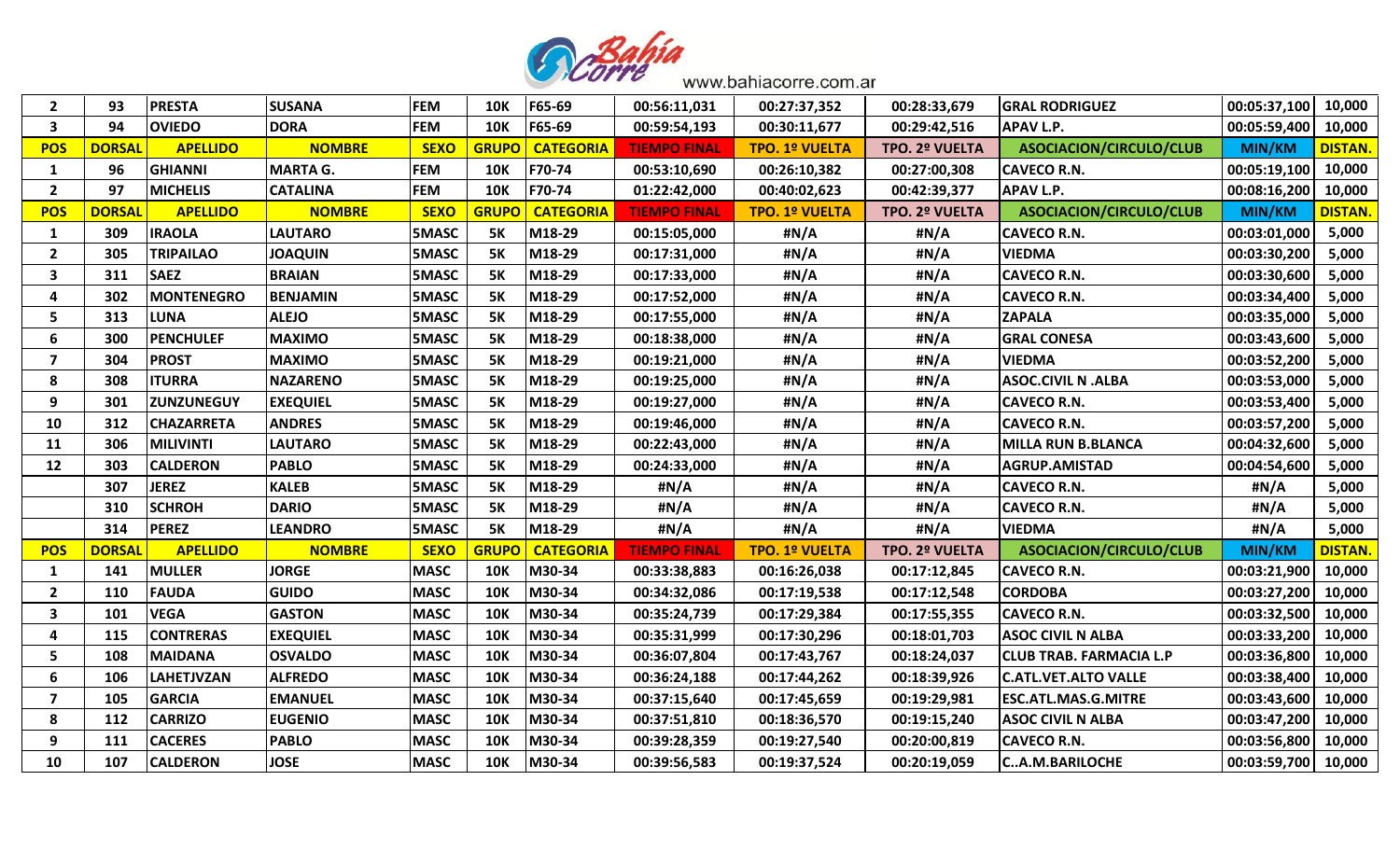| 2 | 93 | PRESTA | SUSANA | FEM | 10K | F65-69 | 00:56:11,031 | 00:27:37,352 | 00:28:33,679 | GRAL RODRIGUEZ | 00:05:37,100 | 10,000 |
|---|---|---|---|---|---|---|---|---|---|---|---|---|
| 3 | 94 | OVIEDO | DORA | FEM | 10K | F65-69 | 00:59:54,193 | 00:30:11,677 | 00:29:42,516 | APAV L.P. | 00:05:59,400 | 10,000 |
| **POS** | **DORSAL** | **APELLIDO** | **NOMBRE** | **SEXO** | **GRUPO** | **CATEGORIA** | **TIEMPO FINAL** | **TPO. 1º VUELTA** | **TPO. 2º VUELTA** | **ASOCIACION/CIRCULO/CLUB** | **MIN/KM** | **DISTAN.** |
| 1 | 96 | GHIANNI | MARTA G. | FEM | 10K | F70-74 | 00:53:10,690 | 00:26:10,382 | 00:27:00,308 | CAVECO R.N. | 00:05:19,100 | 10,000 |
| 2 | 97 | MICHELIS | CATALINA | FEM | 10K | F70-74 | 01:22:42,000 | 00:40:02,623 | 00:42:39,377 | APAV L.P. | 00:08:16,200 | 10,000 |
| **POS** | **DORSAL** | **APELLIDO** | **NOMBRE** | **SEXO** | **GRUPO** | **CATEGORIA** | **TIEMPO FINAL** | **TPO. 1º VUELTA** | **TPO. 2º VUELTA** | **ASOCIACION/CIRCULO/CLUB** | **MIN/KM** | **DISTAN.** |
| 1 | 309 | IRAOLA | LAUTARO | 5MASC | 5K | M18-29 | 00:15:05,000 | #N/A | #N/A | CAVECO R.N. | 00:03:01,000 | 5,000 |
| 2 | 305 | TRIPAILAO | JOAQUIN | 5MASC | 5K | M18-29 | 00:17:31,000 | #N/A | #N/A | VIEDMA | 00:03:30,200 | 5,000 |
| 3 | 311 | SAEZ | BRAIAN | 5MASC | 5K | M18-29 | 00:17:33,000 | #N/A | #N/A | CAVECO R.N. | 00:03:30,600 | 5,000 |
| 4 | 302 | MONTENEGRO | BENJAMIN | 5MASC | 5K | M18-29 | 00:17:52,000 | #N/A | #N/A | CAVECO R.N. | 00:03:34,400 | 5,000 |
| 5 | 313 | LUNA | ALEJO | 5MASC | 5K | M18-29 | 00:17:55,000 | #N/A | #N/A | ZAPALA | 00:03:35,000 | 5,000 |
| 6 | 300 | PENCHULEF | MAXIMO | 5MASC | 5K | M18-29 | 00:18:38,000 | #N/A | #N/A | GRAL CONESA | 00:03:43,600 | 5,000 |
| 7 | 304 | PROST | MAXIMO | 5MASC | 5K | M18-29 | 00:19:21,000 | #N/A | #N/A | VIEDMA | 00:03:52,200 | 5,000 |
| 8 | 308 | ITURRA | NAZARENO | 5MASC | 5K | M18-29 | 00:19:25,000 | #N/A | #N/A | ASOC.CIVIL N .ALBA | 00:03:53,000 | 5,000 |
| 9 | 301 | ZUNZUNEGUY | EXEQUIEL | 5MASC | 5K | M18-29 | 00:19:27,000 | #N/A | #N/A | CAVECO R.N. | 00:03:53,400 | 5,000 |
| 10 | 312 | CHAZARRETA | ANDRES | 5MASC | 5K | M18-29 | 00:19:46,000 | #N/A | #N/A | CAVECO R.N. | 00:03:57,200 | 5,000 |
| 11 | 306 | MILIVINTI | LAUTARO | 5MASC | 5K | M18-29 | 00:22:43,000 | #N/A | #N/A | MILLA RUN B.BLANCA | 00:04:32,600 | 5,000 |
| 12 | 303 | CALDERON | PABLO | 5MASC | 5K | M18-29 | 00:24:33,000 | #N/A | #N/A | AGRUP.AMISTAD | 00:04:54,600 | 5,000 |
| | 307 | JEREZ | KALEB | 5MASC | 5K | M18-29 | #N/A | #N/A | #N/A | CAVECO R.N. | #N/A | 5,000 |
| | 310 | SCHROH | DARIO | 5MASC | 5K | M18-29 | #N/A | #N/A | #N/A | CAVECO R.N. | #N/A | 5,000 |
| | 314 | PEREZ | LEANDRO | 5MASC | 5K | M18-29 | #N/A | #N/A | #N/A | VIEDMA | #N/A | 5,000 |
| **POS** | **DORSAL** | **APELLIDO** | **NOMBRE** | **SEXO** | **GRUPO** | **CATEGORIA** | **TIEMPO FINAL** | **TPO. 1º VUELTA** | **TPO. 2º VUELTA** | **ASOCIACION/CIRCULO/CLUB** | **MIN/KM** | **DISTAN.** |
| 1 | 141 | MULLER | JORGE | MASC | 10K | M30-34 | 00:33:38,883 | 00:16:26,038 | 00:17:12,845 | CAVECO R.N. | 00:03:21,900 | 10,000 |
| 2 | 110 | FAUDA | GUIDO | MASC | 10K | M30-34 | 00:34:32,086 | 00:17:19,538 | 00:17:12,548 | CORDOBA | 00:03:27,200 | 10,000 |
| 3 | 101 | VEGA | GASTON | MASC | 10K | M30-34 | 00:35:24,739 | 00:17:29,384 | 00:17:55,355 | CAVECO R.N. | 00:03:32,500 | 10,000 |
| 4 | 115 | CONTRERAS | EXEQUIEL | MASC | 10K | M30-34 | 00:35:31,999 | 00:17:30,296 | 00:18:01,703 | ASOC CIVIL N ALBA | 00:03:33,200 | 10,000 |
| 5 | 108 | MAIDANA | OSVALDO | MASC | 10K | M30-34 | 00:36:07,804 | 00:17:43,767 | 00:18:24,037 | CLUB TRAB. FARMACIA L.P | 00:03:36,800 | 10,000 |
| 6 | 106 | LAHETJVZAN | ALFREDO | MASC | 10K | M30-34 | 00:36:24,188 | 00:17:44,262 | 00:18:39,926 | C.ATL.VET.ALTO VALLE | 00:03:38,400 | 10,000 |
| 7 | 105 | GARCIA | EMANUEL | MASC | 10K | M30-34 | 00:37:15,640 | 00:17:45,659 | 00:19:29,981 | ESC.ATL.MAS.G.MITRE | 00:03:43,600 | 10,000 |
| 8 | 112 | CARRIZO | EUGENIO | MASC | 10K | M30-34 | 00:37:51,810 | 00:18:36,570 | 00:19:15,240 | ASOC CIVIL N ALBA | 00:03:47,200 | 10,000 |
| 9 | 111 | CACERES | PABLO | MASC | 10K | M30-34 | 00:39:28,359 | 00:19:27,540 | 00:20:00,819 | CAVECO R.N. | 00:03:56,800 | 10,000 |
| 10 | 107 | CALDERON | JOSE | MASC | 10K | M30-34 | 00:39:56,583 | 00:19:37,524 | 00:20:19,059 | C..A.M.BARILOCHE | 00:03:59,700 | 10,000 |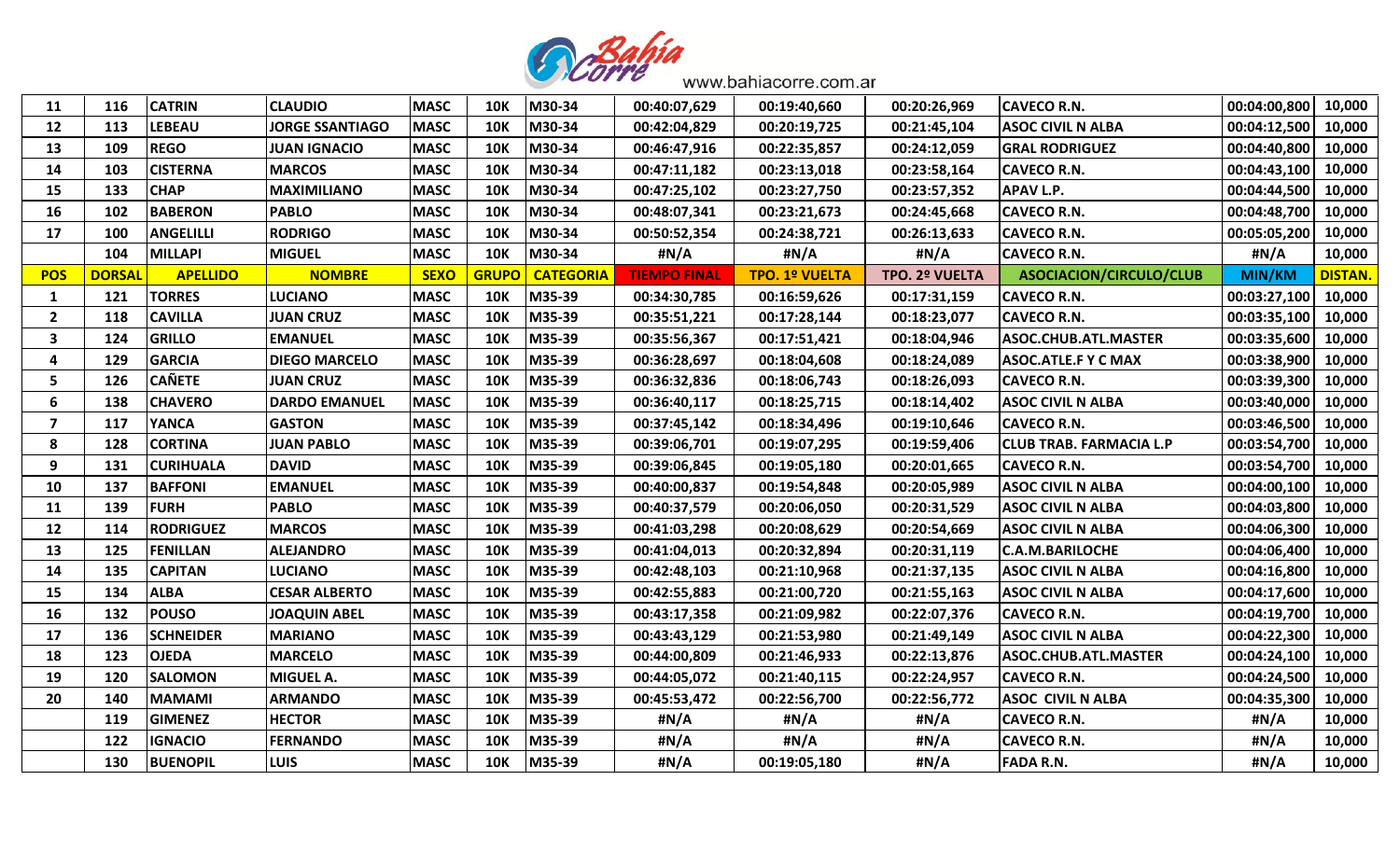| | | | | | | | | | | | | |
|---|---|---|---|---|---|---|---|---|---|---|---|---|
| 11 | 116 | CATRIN | CLAUDIO | MASC | 10K | M30-34 | 00:40:07,629 | 00:19:40,660 | 00:20:26,969 | CAVECO R.N. | 00:04:00,800 | 10,000 |
| 12 | 113 | LEBEAU | JORGE SSANTIAGO | MASC | 10K | M30-34 | 00:42:04,829 | 00:20:19,725 | 00:21:45,104 | ASOC CIVIL N ALBA | 00:04:12,500 | 10,000 |
| 13 | 109 | REGO | JUAN IGNACIO | MASC | 10K | M30-34 | 00:46:47,916 | 00:22:35,857 | 00:24:12,059 | GRAL RODRIGUEZ | 00:04:40,800 | 10,000 |
| 14 | 103 | CISTERNA | MARCOS | MASC | 10K | M30-34 | 00:47:11,182 | 00:23:13,018 | 00:23:58,164 | CAVECO R.N. | 00:04:43,100 | 10,000 |
| 15 | 133 | CHAP | MAXIMILIANO | MASC | 10K | M30-34 | 00:47:25,102 | 00:23:27,750 | 00:23:57,352 | APAV L.P. | 00:04:44,500 | 10,000 |
| 16 | 102 | BABERON | PABLO | MASC | 10K | M30-34 | 00:48:07,341 | 00:23:21,673 | 00:24:45,668 | CAVECO R.N. | 00:04:48,700 | 10,000 |
| 17 | 100 | ANGELILLI | RODRIGO | MASC | 10K | M30-34 | 00:50:52,354 | 00:24:38,721 | 00:26:13,633 | CAVECO R.N. | 00:05:05,200 | 10,000 |
| | 104 | MILLAPI | MIGUEL | MASC | 10K | M30-34 | #N/A | #N/A | #N/A | CAVECO R.N. | #N/A | 10,000 |
| **POS** | **DORSAL** | **APELLIDO** | **NOMBRE** | **SEXO** | **GRUPO** | **CATEGORIA** | **TIEMPO FINAL** | **TPO. 1º VUELTA** | **TPO. 2º VUELTA** | **ASOCIACION/CIRCULO/CLUB** | **MIN/KM** | **DISTAN.** |
| 1 | 121 | TORRES | LUCIANO | MASC | 10K | M35-39 | 00:34:30,785 | 00:16:59,626 | 00:17:31,159 | CAVECO R.N. | 00:03:27,100 | 10,000 |
| 2 | 118 | CAVILLA | JUAN CRUZ | MASC | 10K | M35-39 | 00:35:51,221 | 00:17:28,144 | 00:18:23,077 | CAVECO R.N. | 00:03:35,100 | 10,000 |
| 3 | 124 | GRILLO | EMANUEL | MASC | 10K | M35-39 | 00:35:56,367 | 00:17:51,421 | 00:18:04,946 | ASOC.CHUB.ATL.MASTER | 00:03:35,600 | 10,000 |
| 4 | 129 | GARCIA | DIEGO MARCELO | MASC | 10K | M35-39 | 00:36:28,697 | 00:18:04,608 | 00:18:24,089 | ASOC.ATLE.F Y C MAX | 00:03:38,900 | 10,000 |
| 5 | 126 | CAÑETE | JUAN CRUZ | MASC | 10K | M35-39 | 00:36:32,836 | 00:18:06,743 | 00:18:26,093 | CAVECO R.N. | 00:03:39,300 | 10,000 |
| 6 | 138 | CHAVERO | DARDO EMANUEL | MASC | 10K | M35-39 | 00:36:40,117 | 00:18:25,715 | 00:18:14,402 | ASOC CIVIL N ALBA | 00:03:40,000 | 10,000 |
| 7 | 117 | YANCA | GASTON | MASC | 10K | M35-39 | 00:37:45,142 | 00:18:34,496 | 00:19:10,646 | CAVECO R.N. | 00:03:46,500 | 10,000 |
| 8 | 128 | CORTINA | JUAN PABLO | MASC | 10K | M35-39 | 00:39:06,701 | 00:19:07,295 | 00:19:59,406 | CLUB TRAB. FARMACIA L.P | 00:03:54,700 | 10,000 |
| 9 | 131 | CURIHUALA | DAVID | MASC | 10K | M35-39 | 00:39:06,845 | 00:19:05,180 | 00:20:01,665 | CAVECO R.N. | 00:03:54,700 | 10,000 |
| 10 | 137 | BAFFONI | EMANUEL | MASC | 10K | M35-39 | 00:40:00,837 | 00:19:54,848 | 00:20:05,989 | ASOC CIVIL N ALBA | 00:04:00,100 | 10,000 |
| 11 | 139 | FURH | PABLO | MASC | 10K | M35-39 | 00:40:37,579 | 00:20:06,050 | 00:20:31,529 | ASOC CIVIL N ALBA | 00:04:03,800 | 10,000 |
| 12 | 114 | RODRIGUEZ | MARCOS | MASC | 10K | M35-39 | 00:41:03,298 | 00:20:08,629 | 00:20:54,669 | ASOC CIVIL N ALBA | 00:04:06,300 | 10,000 |
| 13 | 125 | FENILLAN | ALEJANDRO | MASC | 10K | M35-39 | 00:41:04,013 | 00:20:32,894 | 00:20:31,119 | C.A.M.BARILOCHE | 00:04:06,400 | 10,000 |
| 14 | 135 | CAPITAN | LUCIANO | MASC | 10K | M35-39 | 00:42:48,103 | 00:21:10,968 | 00:21:37,135 | ASOC CIVIL N ALBA | 00:04:16,800 | 10,000 |
| 15 | 134 | ALBA | CESAR ALBERTO | MASC | 10K | M35-39 | 00:42:55,883 | 00:21:00,720 | 00:21:55,163 | ASOC CIVIL N ALBA | 00:04:17,600 | 10,000 |
| 16 | 132 | POUSO | JOAQUIN ABEL | MASC | 10K | M35-39 | 00:43:17,358 | 00:21:09,982 | 00:22:07,376 | CAVECO R.N. | 00:04:19,700 | 10,000 |
| 17 | 136 | SCHNEIDER | MARIANO | MASC | 10K | M35-39 | 00:43:43,129 | 00:21:53,980 | 00:21:49,149 | ASOC CIVIL N ALBA | 00:04:22,300 | 10,000 |
| 18 | 123 | OJEDA | MARCELO | MASC | 10K | M35-39 | 00:44:00,809 | 00:21:46,933 | 00:22:13,876 | ASOC.CHUB.ATL.MASTER | 00:04:24,100 | 10,000 |
| 19 | 120 | SALOMON | MIGUEL A. | MASC | 10K | M35-39 | 00:44:05,072 | 00:21:40,115 | 00:22:24,957 | CAVECO R.N. | 00:04:24,500 | 10,000 |
| 20 | 140 | MAMAMI | ARMANDO | MASC | 10K | M35-39 | 00:45:53,472 | 00:22:56,700 | 00:22:56,772 | ASOC CIVIL N ALBA | 00:04:35,300 | 10,000 |
| | 119 | GIMENEZ | HECTOR | MASC | 10K | M35-39 | #N/A | #N/A | #N/A | CAVECO R.N. | #N/A | 10,000 |
| | 122 | IGNACIO | FERNANDO | MASC | 10K | M35-39 | #N/A | #N/A | #N/A | CAVECO R.N. | #N/A | 10,000 |
| | 130 | BUENOPIL | LUIS | MASC | 10K | M35-39 | #N/A | 00:19:05,180 | #N/A | FADA R.N. | #N/A | 10,000 |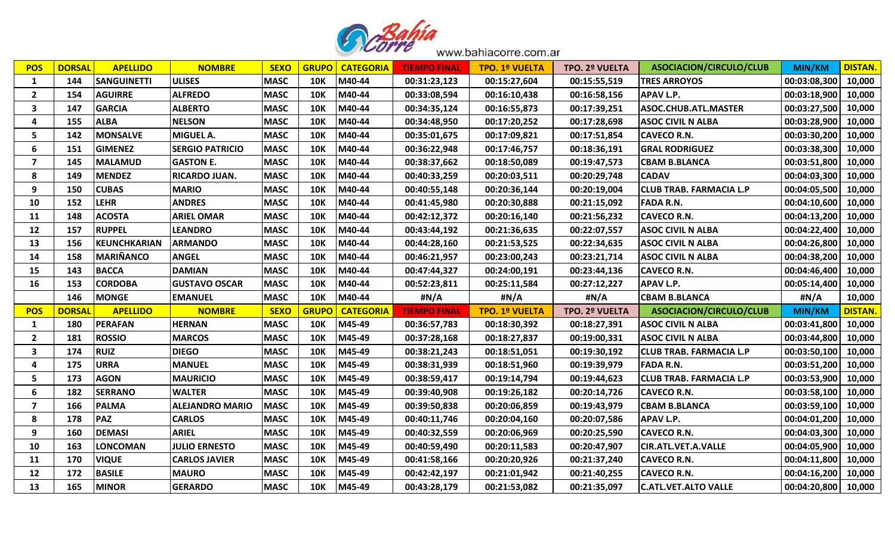Bahía Corre www.bahiacorre.com.ar

| POS | DORSAL | APELLIDO | NOMBRE | SEXO | GRUPO | CATEGORIA | TIEMPO FINAL | TPO. 1º VUELTA | TPO. 2º VUELTA | ASOCIACION/CIRCULO/CLUB | MIN/KM | DISTAN. |
|---|---|---|---|---|---|---|---|---|---|---|---|---|
| 1 | 144 | SANGUINETTI | ULISES | MASC | 10K | M40-44 | 00:31:23,123 | 00:15:27,604 | 00:15:55,519 | TRES ARROYOS | 00:03:08,300 | 10,000 |
| 2 | 154 | AGUIRRE | ALFREDO | MASC | 10K | M40-44 | 00:33:08,594 | 00:16:10,438 | 00:16:58,156 | APAV L.P. | 00:03:18,900 | 10,000 |
| 3 | 147 | GARCIA | ALBERTO | MASC | 10K | M40-44 | 00:34:35,124 | 00:16:55,873 | 00:17:39,251 | ASOC.CHUB.ATL.MASTER | 00:03:27,500 | 10,000 |
| 4 | 155 | ALBA | NELSON | MASC | 10K | M40-44 | 00:34:48,950 | 00:17:20,252 | 00:17:28,698 | ASOC CIVIL N ALBA | 00:03:28,900 | 10,000 |
| 5 | 142 | MONSALVE | MIGUEL A. | MASC | 10K | M40-44 | 00:35:01,675 | 00:17:09,821 | 00:17:51,854 | CAVECO R.N. | 00:03:30,200 | 10,000 |
| 6 | 151 | GIMENEZ | SERGIO PATRICIO | MASC | 10K | M40-44 | 00:36:22,948 | 00:17:46,757 | 00:18:36,191 | GRAL RODRIGUEZ | 00:03:38,300 | 10,000 |
| 7 | 145 | MALAMUD | GASTON E. | MASC | 10K | M40-44 | 00:38:37,662 | 00:18:50,089 | 00:19:47,573 | CBAM B.BLANCA | 00:03:51,800 | 10,000 |
| 8 | 149 | MENDEZ | RICARDO JUAN. | MASC | 10K | M40-44 | 00:40:33,259 | 00:20:03,511 | 00:20:29,748 | CADAV | 00:04:03,300 | 10,000 |
| 9 | 150 | CUBAS | MARIO | MASC | 10K | M40-44 | 00:40:55,148 | 00:20:36,144 | 00:20:19,004 | CLUB TRAB. FARMACIA L.P | 00:04:05,500 | 10,000 |
| 10 | 152 | LEHR | ANDRES | MASC | 10K | M40-44 | 00:41:45,980 | 00:20:30,888 | 00:21:15,092 | FADA R.N. | 00:04:10,600 | 10,000 |
| 11 | 148 | ACOSTA | ARIEL OMAR | MASC | 10K | M40-44 | 00:42:12,372 | 00:20:16,140 | 00:21:56,232 | CAVECO R.N. | 00:04:13,200 | 10,000 |
| 12 | 157 | RUPPEL | LEANDRO | MASC | 10K | M40-44 | 00:43:44,192 | 00:21:36,635 | 00:22:07,557 | ASOC CIVIL N ALBA | 00:04:22,400 | 10,000 |
| 13 | 156 | KEUNCHKARIAN | ARMANDO | MASC | 10K | M40-44 | 00:44:28,160 | 00:21:53,525 | 00:22:34,635 | ASOC CIVIL N ALBA | 00:04:26,800 | 10,000 |
| 14 | 158 | MARIÑANCO | ANGEL | MASC | 10K | M40-44 | 00:46:21,957 | 00:23:00,243 | 00:23:21,714 | ASOC CIVIL N ALBA | 00:04:38,200 | 10,000 |
| 15 | 143 | BACCA | DAMIAN | MASC | 10K | M40-44 | 00:47:44,327 | 00:24:00,191 | 00:23:44,136 | CAVECO R.N. | 00:04:46,400 | 10,000 |
| 16 | 153 | CORDOBA | GUSTAVO OSCAR | MASC | 10K | M40-44 | 00:52:23,811 | 00:25:11,584 | 00:27:12,227 | APAV L.P. | 00:05:14,400 | 10,000 |
|  | 146 | MONGE | EMANUEL | MASC | 10K | M40-44 | #N/A | #N/A | #N/A | CBAM B.BLANCA | #N/A | 10,000 |
| POS | DORSAL | APELLIDO | NOMBRE | SEXO | GRUPO | CATEGORIA | TIEMPO FINAL | TPO. 1º VUELTA | TPO. 2º VUELTA | ASOCIACION/CIRCULO/CLUB | MIN/KM | DISTAN. |
| 1 | 180 | PERAFAN | HERNAN | MASC | 10K | M45-49 | 00:36:57,783 | 00:18:30,392 | 00:18:27,391 | ASOC CIVIL N ALBA | 00:03:41,800 | 10,000 |
| 2 | 181 | ROSSIO | MARCOS | MASC | 10K | M45-49 | 00:37:28,168 | 00:18:27,837 | 00:19:00,331 | ASOC CIVIL N ALBA | 00:03:44,800 | 10,000 |
| 3 | 174 | RUIZ | DIEGO | MASC | 10K | M45-49 | 00:38:21,243 | 00:18:51,051 | 00:19:30,192 | CLUB TRAB. FARMACIA L.P | 00:03:50,100 | 10,000 |
| 4 | 175 | URRA | MANUEL | MASC | 10K | M45-49 | 00:38:31,939 | 00:18:51,960 | 00:19:39,979 | FADA R.N. | 00:03:51,200 | 10,000 |
| 5 | 173 | AGON | MAURICIO | MASC | 10K | M45-49 | 00:38:59,417 | 00:19:14,794 | 00:19:44,623 | CLUB TRAB. FARMACIA L.P | 00:03:53,900 | 10,000 |
| 6 | 182 | SERRANO | WALTER | MASC | 10K | M45-49 | 00:39:40,908 | 00:19:26,182 | 00:20:14,726 | CAVECO R.N. | 00:03:58,100 | 10,000 |
| 7 | 166 | PALMA | ALEJANDRO MARIO | MASC | 10K | M45-49 | 00:39:50,838 | 00:20:06,859 | 00:19:43,979 | CBAM B.BLANCA | 00:03:59,100 | 10,000 |
| 8 | 178 | PAZ | CARLOS | MASC | 10K | M45-49 | 00:40:11,746 | 00:20:04,160 | 00:20:07,586 | APAV L.P. | 00:04:01,200 | 10,000 |
| 9 | 160 | DEMASI | ARIEL | MASC | 10K | M45-49 | 00:40:32,559 | 00:20:06,969 | 00:20:25,590 | CAVECO R.N. | 00:04:03,300 | 10,000 |
| 10 | 163 | LONCOMAN | JULIO ERNESTO | MASC | 10K | M45-49 | 00:40:59,490 | 00:20:11,583 | 00:20:47,907 | CIR.ATL.VET.A.VALLE | 00:04:05,900 | 10,000 |
| 11 | 170 | VIQUE | CARLOS JAVIER | MASC | 10K | M45-49 | 00:41:58,166 | 00:20:20,926 | 00:21:37,240 | CAVECO R.N. | 00:04:11,800 | 10,000 |
| 12 | 172 | BASILE | MAURO | MASC | 10K | M45-49 | 00:42:42,197 | 00:21:01,942 | 00:21:40,255 | CAVECO R.N. | 00:04:16,200 | 10,000 |
| 13 | 165 | MINOR | GERARDO | MASC | 10K | M45-49 | 00:43:28,179 | 00:21:53,082 | 00:21:35,097 | C.ATL.VET.ALTO VALLE | 00:04:20,800 | 10,000 |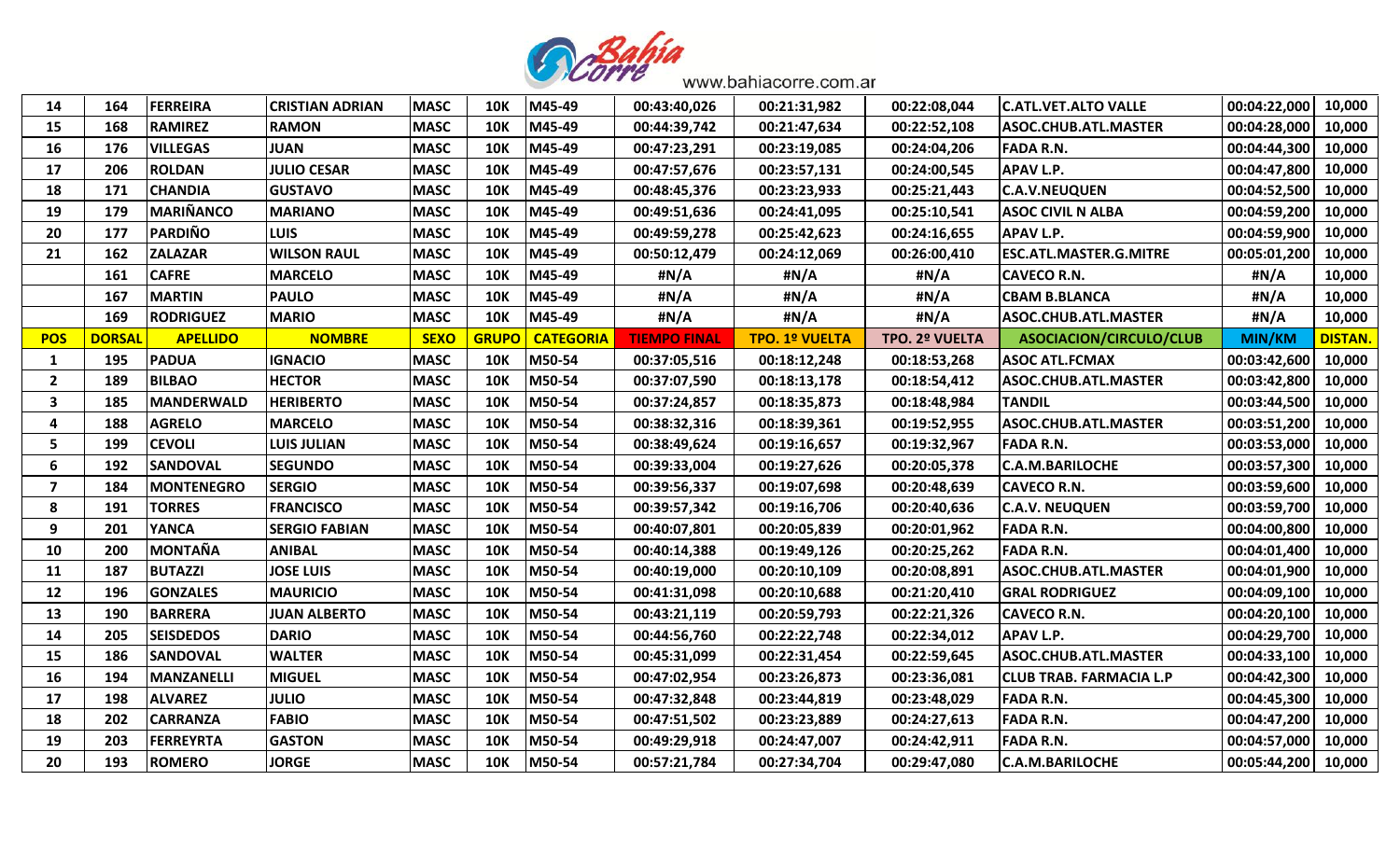| 14 | 164 | FERREIRA | CRISTIAN ADRIAN | MASC | 10K | M45-49 | 00:43:40,026 | 00:21:31,982 | 00:22:08,044 | C.ATL.VET.ALTO VALLE | 00:04:22,000 | 10,000 |
|---|---|---|---|---|---|---|---|---|---|---|---|---|
| 15 | 168 | RAMIREZ | RAMON | MASC | 10K | M45-49 | 00:44:39,742 | 00:21:47,634 | 00:22:52,108 | ASOC.CHUB.ATL.MASTER | 00:04:28,000 | 10,000 |
| 16 | 176 | VILLEGAS | JUAN | MASC | 10K | M45-49 | 00:47:23,291 | 00:23:19,085 | 00:24:04,206 | FADA R.N. | 00:04:44,300 | 10,000 |
| 17 | 206 | ROLDAN | JULIO CESAR | MASC | 10K | M45-49 | 00:47:57,676 | 00:23:57,131 | 00:24:00,545 | APAV L.P. | 00:04:47,800 | 10,000 |
| 18 | 171 | CHANDIA | GUSTAVO | MASC | 10K | M45-49 | 00:48:45,376 | 00:23:23,933 | 00:25:21,443 | C.A.V.NEUQUEN | 00:04:52,500 | 10,000 |
| 19 | 179 | MARIÑANCO | MARIANO | MASC | 10K | M45-49 | 00:49:51,636 | 00:24:41,095 | 00:25:10,541 | ASOC CIVIL N ALBA | 00:04:59,200 | 10,000 |
| 20 | 177 | PARDIÑO | LUIS | MASC | 10K | M45-49 | 00:49:59,278 | 00:25:42,623 | 00:24:16,655 | APAV L.P. | 00:04:59,900 | 10,000 |
| 21 | 162 | ZALAZAR | WILSON RAUL | MASC | 10K | M45-49 | 00:50:12,479 | 00:24:12,069 | 00:26:00,410 | ESC.ATL.MASTER.G.MITRE | 00:05:01,200 | 10,000 |
| | 161 | CAFRE | MARCELO | MASC | 10K | M45-49 | #N/A | #N/A | #N/A | CAVECO R.N. | #N/A | 10,000 |
| | 167 | MARTIN | PAULO | MASC | 10K | M45-49 | #N/A | #N/A | #N/A | CBAM B.BLANCA | #N/A | 10,000 |
| | 169 | RODRIGUEZ | MARIO | MASC | 10K | M45-49 | #N/A | #N/A | #N/A | ASOC.CHUB.ATL.MASTER | #N/A | 10,000 |
| **POS** | **DORSAL** | **APELLIDO** | **NOMBRE** | **SEXO** | **GRUPO** | **CATEGORIA** | **TIEMPO FINAL** | **TPO. 1º VUELTA** | **TPO. 2º VUELTA** | **ASOCIACION/CIRCULO/CLUB** | **MIN/KM** | **DISTAN.** |
| 1 | 195 | PADUA | IGNACIO | MASC | 10K | M50-54 | 00:37:05,516 | 00:18:12,248 | 00:18:53,268 | ASOC ATL.FCMAX | 00:03:42,600 | 10,000 |
| 2 | 189 | BILBAO | HECTOR | MASC | 10K | M50-54 | 00:37:07,590 | 00:18:13,178 | 00:18:54,412 | ASOC.CHUB.ATL.MASTER | 00:03:42,800 | 10,000 |
| 3 | 185 | MANDERWALD | HERIBERTO | MASC | 10K | M50-54 | 00:37:24,857 | 00:18:35,873 | 00:18:48,984 | TANDIL | 00:03:44,500 | 10,000 |
| 4 | 188 | AGRELO | MARCELO | MASC | 10K | M50-54 | 00:38:32,316 | 00:18:39,361 | 00:19:52,955 | ASOC.CHUB.ATL.MASTER | 00:03:51,200 | 10,000 |
| 5 | 199 | CEVOLI | LUIS JULIAN | MASC | 10K | M50-54 | 00:38:49,624 | 00:19:16,657 | 00:19:32,967 | FADA R.N. | 00:03:53,000 | 10,000 |
| 6 | 192 | SANDOVAL | SEGUNDO | MASC | 10K | M50-54 | 00:39:33,004 | 00:19:27,626 | 00:20:05,378 | C.A.M.BARILOCHE | 00:03:57,300 | 10,000 |
| 7 | 184 | MONTENEGRO | SERGIO | MASC | 10K | M50-54 | 00:39:56,337 | 00:19:07,698 | 00:20:48,639 | CAVECO R.N. | 00:03:59,600 | 10,000 |
| 8 | 191 | TORRES | FRANCISCO | MASC | 10K | M50-54 | 00:39:57,342 | 00:19:16,706 | 00:20:40,636 | C.A.V. NEUQUEN | 00:03:59,700 | 10,000 |
| 9 | 201 | YANCA | SERGIO FABIAN | MASC | 10K | M50-54 | 00:40:07,801 | 00:20:05,839 | 00:20:01,962 | FADA R.N. | 00:04:00,800 | 10,000 |
| 10 | 200 | MONTAÑA | ANIBAL | MASC | 10K | M50-54 | 00:40:14,388 | 00:19:49,126 | 00:20:25,262 | FADA R.N. | 00:04:01,400 | 10,000 |
| 11 | 187 | BUTAZZI | JOSE LUIS | MASC | 10K | M50-54 | 00:40:19,000 | 00:20:10,109 | 00:20:08,891 | ASOC.CHUB.ATL.MASTER | 00:04:01,900 | 10,000 |
| 12 | 196 | GONZALES | MAURICIO | MASC | 10K | M50-54 | 00:41:31,098 | 00:20:10,688 | 00:21:20,410 | GRAL RODRIGUEZ | 00:04:09,100 | 10,000 |
| 13 | 190 | BARRERA | JUAN ALBERTO | MASC | 10K | M50-54 | 00:43:21,119 | 00:20:59,793 | 00:22:21,326 | CAVECO R.N. | 00:04:20,100 | 10,000 |
| 14 | 205 | SEISDEDOS | DARIO | MASC | 10K | M50-54 | 00:44:56,760 | 00:22:22,748 | 00:22:34,012 | APAV L.P. | 00:04:29,700 | 10,000 |
| 15 | 186 | SANDOVAL | WALTER | MASC | 10K | M50-54 | 00:45:31,099 | 00:22:31,454 | 00:22:59,645 | ASOC.CHUB.ATL.MASTER | 00:04:33,100 | 10,000 |
| 16 | 194 | MANZANELLI | MIGUEL | MASC | 10K | M50-54 | 00:47:02,954 | 00:23:26,873 | 00:23:36,081 | CLUB TRAB. FARMACIA L.P | 00:04:42,300 | 10,000 |
| 17 | 198 | ALVAREZ | JULIO | MASC | 10K | M50-54 | 00:47:32,848 | 00:23:44,819 | 00:23:48,029 | FADA R.N. | 00:04:45,300 | 10,000 |
| 18 | 202 | CARRANZA | FABIO | MASC | 10K | M50-54 | 00:47:51,502 | 00:23:23,889 | 00:24:27,613 | FADA R.N. | 00:04:47,200 | 10,000 |
| 19 | 203 | FERREYRTA | GASTON | MASC | 10K | M50-54 | 00:49:29,918 | 00:24:47,007 | 00:24:42,911 | FADA R.N. | 00:04:57,000 | 10,000 |
| 20 | 193 | ROMERO | JORGE | MASC | 10K | M50-54 | 00:57:21,784 | 00:27:34,704 | 00:29:47,080 | C.A.M.BARILOCHE | 00:05:44,200 | 10,000 |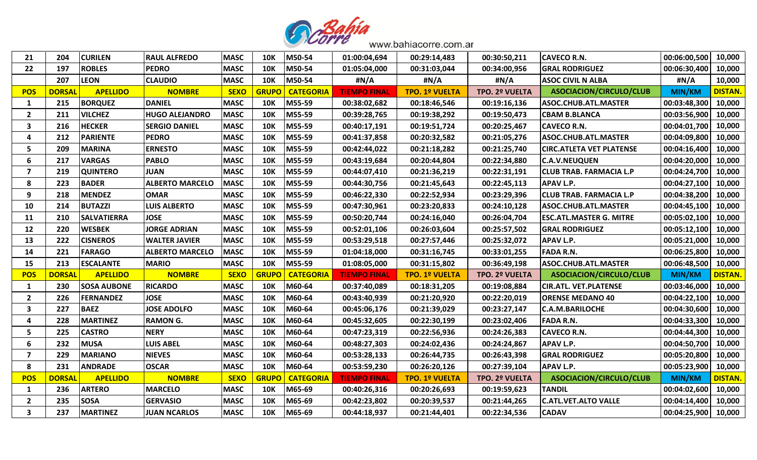| 21 | 204 | CURILEN | RAUL ALFREDO | MASC | 10K | M50-54 | 01:00:04,694 | 00:29:14,483 | 00:30:50,211 | CAVECO R.N. | 00:06:00,500 | 10,000 |
|---|---|---|---|---|---|---|---|---|---|---|---|---|
| 22 | 197 | ROBLES | PEDRO | MASC | 10K | M50-54 | 01:05:04,000 | 00:31:03,044 | 00:34:00,956 | GRAL RODRIGUEZ | 00:06:30,400 | 10,000 |
| | 207 | LEON | CLAUDIO | MASC | 10K | M50-54 | #N/A | #N/A | #N/A | ASOC CIVIL N ALBA | #N/A | 10,000 |
| **POS** | **DORSAL** | **APELLIDO** | **NOMBRE** | **SEXO** | **GRUPO** | **CATEGORIA** | **TIEMPO FINAL** | **TPO. 1º VUELTA** | **TPO. 2º VUELTA** | **ASOCIACION/CIRCULO/CLUB** | **MIN/KM** | **DISTAN.** |
| 1 | 215 | BORQUEZ | DANIEL | MASC | 10K | M55-59 | 00:38:02,682 | 00:18:46,546 | 00:19:16,136 | ASOC.CHUB.ATL.MASTER | 00:03:48,300 | 10,000 |
| 2 | 211 | VILCHEZ | HUGO ALEJANDRO | MASC | 10K | M55-59 | 00:39:28,765 | 00:19:38,292 | 00:19:50,473 | CBAM B.BLANCA | 00:03:56,900 | 10,000 |
| 3 | 216 | HECKER | SERGIO DANIEL | MASC | 10K | M55-59 | 00:40:17,191 | 00:19:51,724 | 00:20:25,467 | CAVECO R.N. | 00:04:01,700 | 10,000 |
| 4 | 212 | PARIENTE | PEDRO | MASC | 10K | M55-59 | 00:41:37,858 | 00:20:32,582 | 00:21:05,276 | ASOC.CHUB.ATL.MASTER | 00:04:09,800 | 10,000 |
| 5 | 209 | MARINA | ERNESTO | MASC | 10K | M55-59 | 00:42:44,022 | 00:21:18,282 | 00:21:25,740 | CIRC.ATLETA VET PLATENSE | 00:04:16,400 | 10,000 |
| 6 | 217 | VARGAS | PABLO | MASC | 10K | M55-59 | 00:43:19,684 | 00:20:44,804 | 00:22:34,880 | C.A.V.NEUQUEN | 00:04:20,000 | 10,000 |
| 7 | 219 | QUINTERO | JUAN | MASC | 10K | M55-59 | 00:44:07,410 | 00:21:36,219 | 00:22:31,191 | CLUB TRAB. FARMACIA L.P | 00:04:24,700 | 10,000 |
| 8 | 223 | BADER | ALBERTO MARCELO | MASC | 10K | M55-59 | 00:44:30,756 | 00:21:45,643 | 00:22:45,113 | APAV L.P. | 00:04:27,100 | 10,000 |
| 9 | 218 | MENDEZ | OMAR | MASC | 10K | M55-59 | 00:46:22,330 | 00:22:52,934 | 00:23:29,396 | CLUB TRAB. FARMACIA L.P | 00:04:38,200 | 10,000 |
| 10 | 214 | BUTAZZI | LUIS ALBERTO | MASC | 10K | M55-59 | 00:47:30,961 | 00:23:20,833 | 00:24:10,128 | ASOC.CHUB.ATL.MASTER | 00:04:45,100 | 10,000 |
| 11 | 210 | SALVATIERRA | JOSE | MASC | 10K | M55-59 | 00:50:20,744 | 00:24:16,040 | 00:26:04,704 | ESC.ATL.MASTER G. MITRE | 00:05:02,100 | 10,000 |
| 12 | 220 | WESBEK | JORGE ADRIAN | MASC | 10K | M55-59 | 00:52:01,106 | 00:26:03,604 | 00:25:57,502 | GRAL RODRIGUEZ | 00:05:12,100 | 10,000 |
| 13 | 222 | CISNEROS | WALTER JAVIER | MASC | 10K | M55-59 | 00:53:29,518 | 00:27:57,446 | 00:25:32,072 | APAV L.P. | 00:05:21,000 | 10,000 |
| 14 | 221 | FARAGO | ALBERTO MARCELO | MASC | 10K | M55-59 | 01:04:18,000 | 00:31:16,745 | 00:33:01,255 | FADA R.N. | 00:06:25,800 | 10,000 |
| 15 | 213 | ESCALANTE | MARIO | MASC | 10K | M55-59 | 01:08:05,000 | 00:31:15,802 | 00:36:49,198 | ASOC.CHUB.ATL.MASTER | 00:06:48,500 | 10,000 |
| **POS** | **DORSAL** | **APELLIDO** | **NOMBRE** | **SEXO** | **GRUPO** | **CATEGORIA** | **TIEMPO FINAL** | **TPO. 1º VUELTA** | **TPO. 2º VUELTA** | **ASOCIACION/CIRCULO/CLUB** | **MIN/KM** | **DISTAN.** |
| 1 | 230 | SOSA AUBONE | RICARDO | MASC | 10K | M60-64 | 00:37:40,089 | 00:18:31,205 | 00:19:08,884 | CIR.ATL. VET.PLATENSE | 00:03:46,000 | 10,000 |
| 2 | 226 | FERNANDEZ | JOSE | MASC | 10K | M60-64 | 00:43:40,939 | 00:21:20,920 | 00:22:20,019 | ORENSE MEDANO 40 | 00:04:22,100 | 10,000 |
| 3 | 227 | BAEZ | JOSE ADOLFO | MASC | 10K | M60-64 | 00:45:06,176 | 00:21:39,029 | 00:23:27,147 | C.A.M.BARILOCHE | 00:04:30,600 | 10,000 |
| 4 | 228 | MARTINEZ | RAMON G. | MASC | 10K | M60-64 | 00:45:32,605 | 00:22:30,199 | 00:23:02,406 | FADA R.N. | 00:04:33,300 | 10,000 |
| 5 | 225 | CASTRO | NERY | MASC | 10K | M60-64 | 00:47:23,319 | 00:22:56,936 | 00:24:26,383 | CAVECO R.N. | 00:04:44,300 | 10,000 |
| 6 | 232 | MUSA | LUIS ABEL | MASC | 10K | M60-64 | 00:48:27,303 | 00:24:02,436 | 00:24:24,867 | APAV L.P. | 00:04:50,700 | 10,000 |
| 7 | 229 | MARIANO | NIEVES | MASC | 10K | M60-64 | 00:53:28,133 | 00:26:44,735 | 00:26:43,398 | GRAL RODRIGUEZ | 00:05:20,800 | 10,000 |
| 8 | 231 | ANDRADE | OSCAR | MASC | 10K | M60-64 | 00:53:59,230 | 00:26:20,126 | 00:27:39,104 | APAV L.P. | 00:05:23,900 | 10,000 |
| **POS** | **DORSAL** | **APELLIDO** | **NOMBRE** | **SEXO** | **GRUPO** | **CATEGORIA** | **TIEMPO FINAL** | **TPO. 1º VUELTA** | **TPO. 2º VUELTA** | **ASOCIACION/CIRCULO/CLUB** | **MIN/KM** | **DISTAN.** |
| 1 | 236 | ARTERO | MARCELO | MASC | 10K | M65-69 | 00:40:26,316 | 00:20:26,693 | 00:19:59,623 | TANDIL | 00:04:02,600 | 10,000 |
| 2 | 235 | SOSA | GERVASIO | MASC | 10K | M65-69 | 00:42:23,802 | 00:20:39,537 | 00:21:44,265 | C.ATL.VET.ALTO VALLE | 00:04:14,400 | 10,000 |
| 3 | 237 | MARTINEZ | JUAN NCARLOS | MASC | 10K | M65-69 | 00:44:18,937 | 00:21:44,401 | 00:22:34,536 | CADAV | 00:04:25,900 | 10,000 |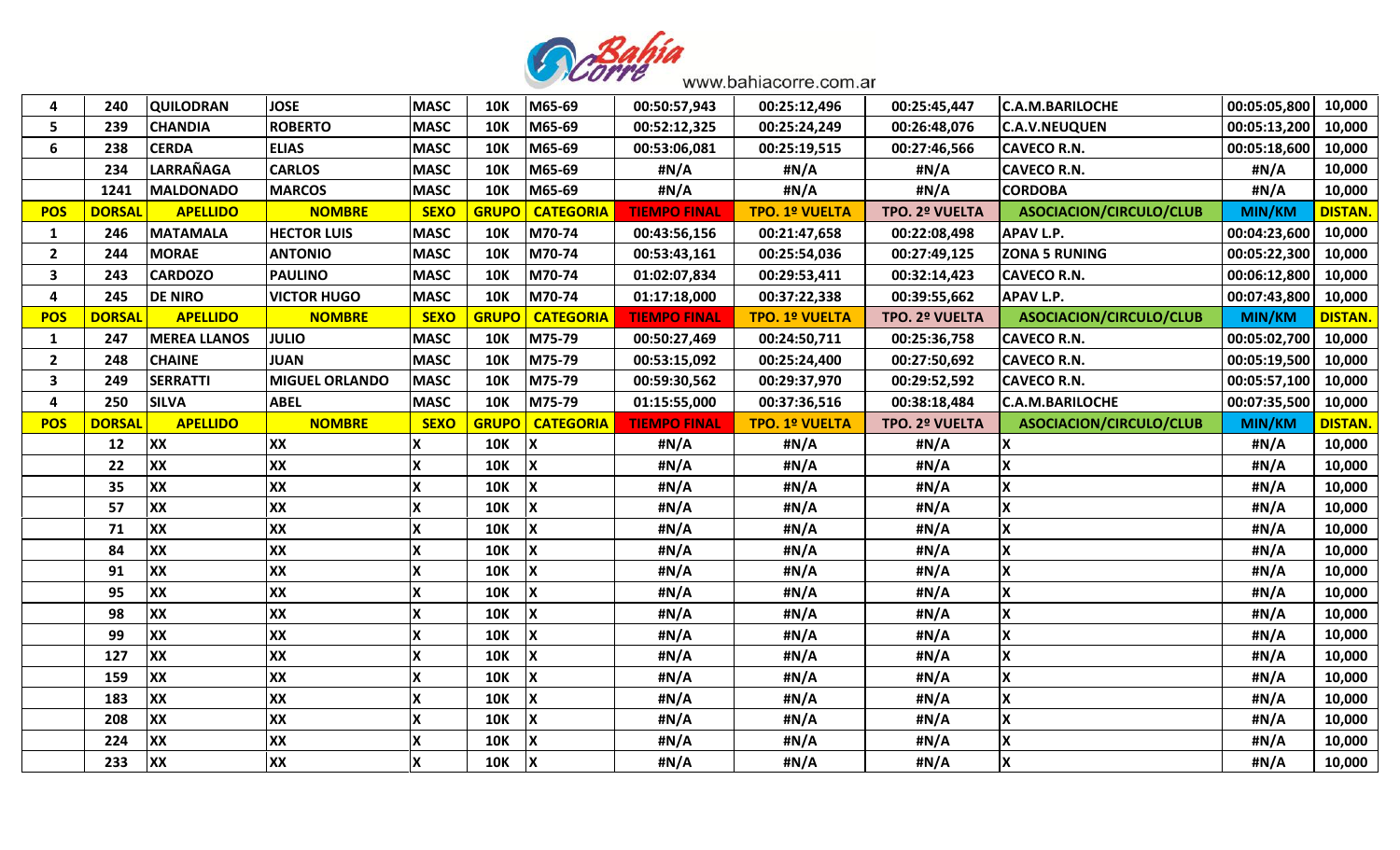| 4 | 240 | QUILODRAN | JOSE | MASC | 10K | M65-69 | 00:50:57,943 | 00:25:12,496 | 00:25:45,447 | C.A.M.BARILOCHE | 00:05:05,800 | 10,000 |
|---|---|---|---|---|---|---|---|---|---|---|---|---|
| 5 | 239 | CHANDIA | ROBERTO | MASC | 10K | M65-69 | 00:52:12,325 | 00:25:24,249 | 00:26:48,076 | C.A.V.NEUQUEN | 00:05:13,200 | 10,000 |
| 6 | 238 | CERDA | ELIAS | MASC | 10K | M65-69 | 00:53:06,081 | 00:25:19,515 | 00:27:46,566 | CAVECO R.N. | 00:05:18,600 | 10,000 |
| | 234 | LARRAÑAGA | CARLOS | MASC | 10K | M65-69 | #N/A | #N/A | #N/A | CAVECO R.N. | #N/A | 10,000 |
| | 1241 | MALDONADO | MARCOS | MASC | 10K | M65-69 | #N/A | #N/A | #N/A | CORDOBA | #N/A | 10,000 |
| **POS** | **DORSAL** | **APELLIDO** | **NOMBRE** | **SEXO** | **GRUPO** | **CATEGORIA** | **TIEMPO FINAL** | **TPO. 1º VUELTA** | **TPO. 2º VUELTA** | **ASOCIACION/CIRCULO/CLUB** | **MIN/KM** | **DISTAN.** |
| 1 | 246 | MATAMALA | HECTOR LUIS | MASC | 10K | M70-74 | 00:43:56,156 | 00:21:47,658 | 00:22:08,498 | APAV L.P. | 00:04:23,600 | 10,000 |
| 2 | 244 | MORAE | ANTONIO | MASC | 10K | M70-74 | 00:53:43,161 | 00:25:54,036 | 00:27:49,125 | ZONA 5 RUNING | 00:05:22,300 | 10,000 |
| 3 | 243 | CARDOZO | PAULINO | MASC | 10K | M70-74 | 01:02:07,834 | 00:29:53,411 | 00:32:14,423 | CAVECO R.N. | 00:06:12,800 | 10,000 |
| 4 | 245 | DE NIRO | VICTOR HUGO | MASC | 10K | M70-74 | 01:17:18,000 | 00:37:22,338 | 00:39:55,662 | APAV L.P. | 00:07:43,800 | 10,000 |
| **POS** | **DORSAL** | **APELLIDO** | **NOMBRE** | **SEXO** | **GRUPO** | **CATEGORIA** | **TIEMPO FINAL** | **TPO. 1º VUELTA** | **TPO. 2º VUELTA** | **ASOCIACION/CIRCULO/CLUB** | **MIN/KM** | **DISTAN.** |
| 1 | 247 | MEREA LLANOS | JULIO | MASC | 10K | M75-79 | 00:50:27,469 | 00:24:50,711 | 00:25:36,758 | CAVECO R.N. | 00:05:02,700 | 10,000 |
| 2 | 248 | CHAINE | JUAN | MASC | 10K | M75-79 | 00:53:15,092 | 00:25:24,400 | 00:27:50,692 | CAVECO R.N. | 00:05:19,500 | 10,000 |
| 3 | 249 | SERRATTI | MIGUEL ORLANDO | MASC | 10K | M75-79 | 00:59:30,562 | 00:29:37,970 | 00:29:52,592 | CAVECO R.N. | 00:05:57,100 | 10,000 |
| 4 | 250 | SILVA | ABEL | MASC | 10K | M75-79 | 01:15:55,000 | 00:37:36,516 | 00:38:18,484 | C.A.M.BARILOCHE | 00:07:35,500 | 10,000 |
| **POS** | **DORSAL** | **APELLIDO** | **NOMBRE** | **SEXO** | **GRUPO** | **CATEGORIA** | **TIEMPO FINAL** | **TPO. 1º VUELTA** | **TPO. 2º VUELTA** | **ASOCIACION/CIRCULO/CLUB** | **MIN/KM** | **DISTAN.** |
| | 12 | XX | XX | X | 10K | X | #N/A | #N/A | #N/A | X | #N/A | 10,000 |
| | 22 | XX | XX | X | 10K | X | #N/A | #N/A | #N/A | X | #N/A | 10,000 |
| | 35 | XX | XX | X | 10K | X | #N/A | #N/A | #N/A | X | #N/A | 10,000 |
| | 57 | XX | XX | X | 10K | X | #N/A | #N/A | #N/A | X | #N/A | 10,000 |
| | 71 | XX | XX | X | 10K | X | #N/A | #N/A | #N/A | X | #N/A | 10,000 |
| | 84 | XX | XX | X | 10K | X | #N/A | #N/A | #N/A | X | #N/A | 10,000 |
| | 91 | XX | XX | X | 10K | X | #N/A | #N/A | #N/A | X | #N/A | 10,000 |
| | 95 | XX | XX | X | 10K | X | #N/A | #N/A | #N/A | X | #N/A | 10,000 |
| | 98 | XX | XX | X | 10K | X | #N/A | #N/A | #N/A | X | #N/A | 10,000 |
| | 99 | XX | XX | X | 10K | X | #N/A | #N/A | #N/A | X | #N/A | 10,000 |
| | 127 | XX | XX | X | 10K | X | #N/A | #N/A | #N/A | X | #N/A | 10,000 |
| | 159 | XX | XX | X | 10K | X | #N/A | #N/A | #N/A | X | #N/A | 10,000 |
| | 183 | XX | XX | X | 10K | X | #N/A | #N/A | #N/A | X | #N/A | 10,000 |
| | 208 | XX | XX | X | 10K | X | #N/A | #N/A | #N/A | X | #N/A | 10,000 |
| | 224 | XX | XX | X | 10K | X | #N/A | #N/A | #N/A | X | #N/A | 10,000 |
| | 233 | XX | XX | X | 10K | X | #N/A | #N/A | #N/A | X | #N/A | 10,000 |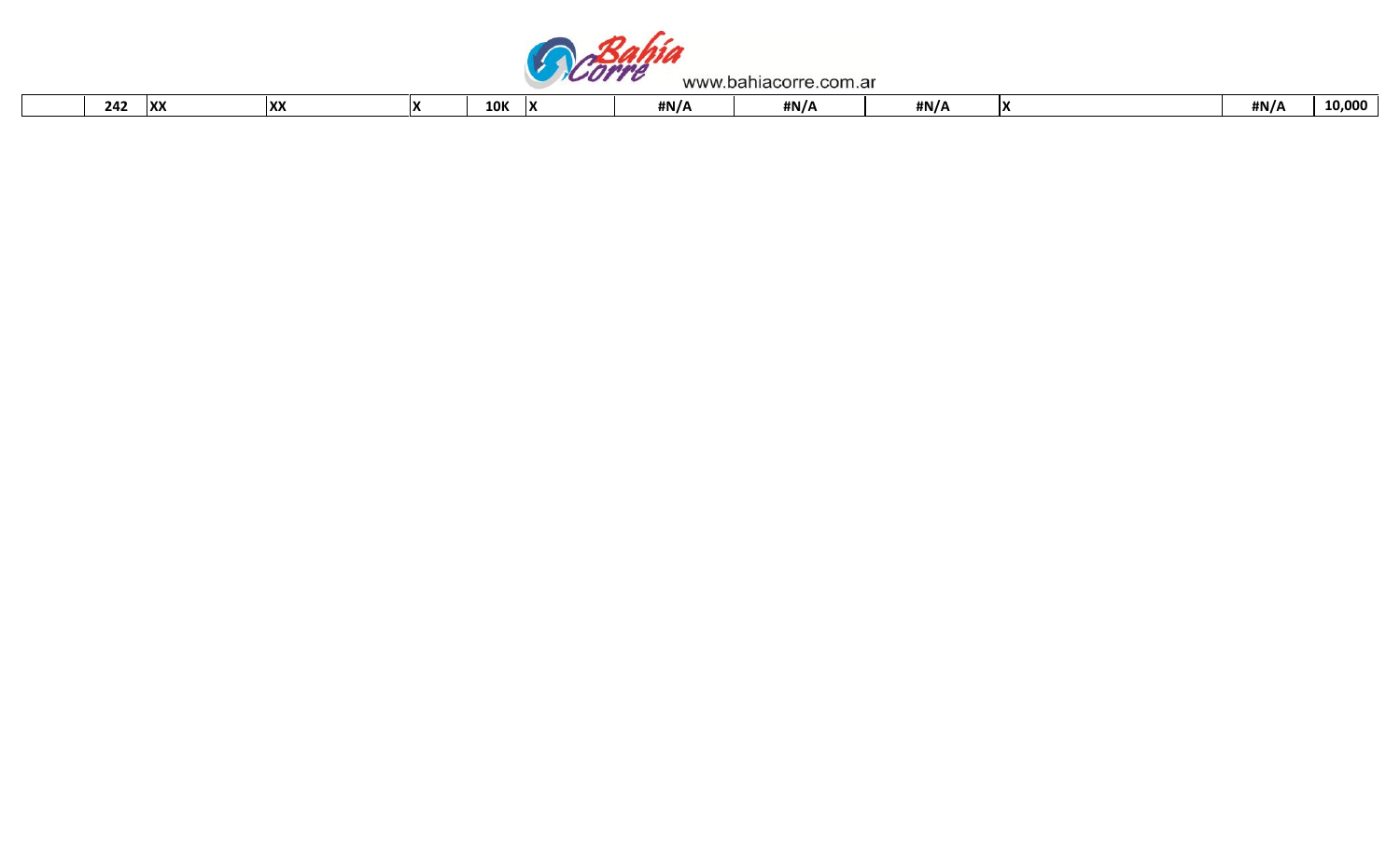| | | | | | | | | | | | | |
|---|---|---|---|---|---|---|---|---|---|---|---|---|
| | 242 | XX | XX | X | 10K | X | #N/A | #N/A | #N/A | X | #N/A | 10,000 |